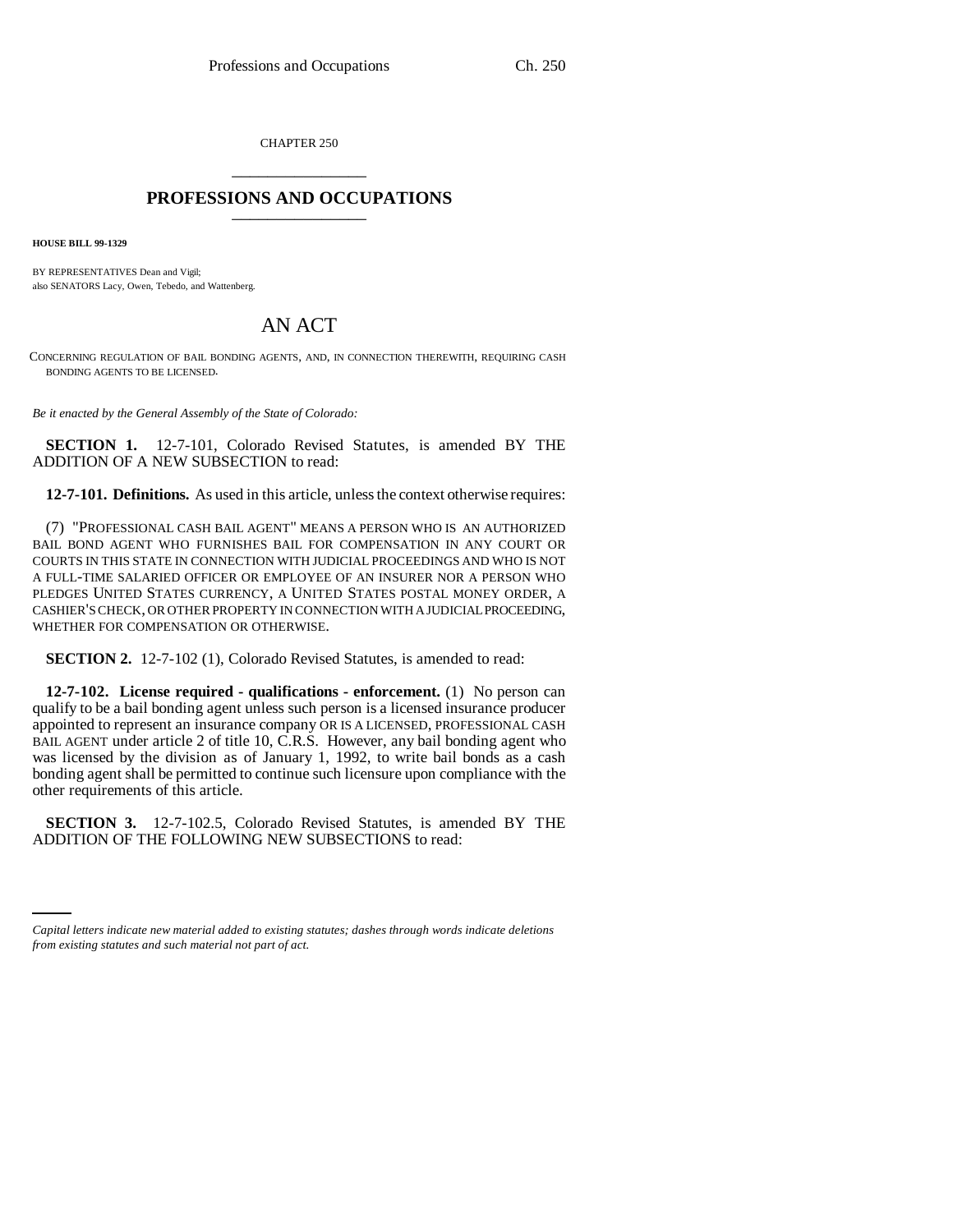CHAPTER 250

# PROFESSIONS AND OCCUPATIONS

**HOUSE BILL 99-1329**

BY REPRESENTATIVES Dean and Vigil;
also SENATORS Lacy, Owen, Tebedo, and Wattenberg.

## AN ACT

CONCERNING REGULATION OF BAIL BONDING AGENTS, AND, IN CONNECTION THEREWITH, REQUIRING CASH BONDING AGENTS TO BE LICENSED.

*Be it enacted by the General Assembly of the State of Colorado:*

**SECTION 1.** 12-7-101, Colorado Revised Statutes, is amended BY THE ADDITION OF A NEW SUBSECTION to read:

**12-7-101. Definitions.** As used in this article, unless the context otherwise requires:

(7) "PROFESSIONAL CASH BAIL AGENT" MEANS A PERSON WHO IS AN AUTHORIZED BAIL BOND AGENT WHO FURNISHES BAIL FOR COMPENSATION IN ANY COURT OR COURTS IN THIS STATE IN CONNECTION WITH JUDICIAL PROCEEDINGS AND WHO IS NOT A FULL-TIME SALARIED OFFICER OR EMPLOYEE OF AN INSURER NOR A PERSON WHO PLEDGES UNITED STATES CURRENCY, A UNITED STATES POSTAL MONEY ORDER, A CASHIER'S CHECK, OR OTHER PROPERTY IN CONNECTION WITH A JUDICIAL PROCEEDING, WHETHER FOR COMPENSATION OR OTHERWISE.

**SECTION 2.** 12-7-102 (1), Colorado Revised Statutes, is amended to read:

**12-7-102. License required - qualifications - enforcement.** (1) No person can qualify to be a bail bonding agent unless such person is a licensed insurance producer appointed to represent an insurance company OR IS A LICENSED, PROFESSIONAL CASH BAIL AGENT under article 2 of title 10, C.R.S. However, any bail bonding agent who was licensed by the division as of January 1, 1992, to write bail bonds as a cash bonding agent shall be permitted to continue such licensure upon compliance with the other requirements of this article.

**SECTION 3.** 12-7-102.5, Colorado Revised Statutes, is amended BY THE ADDITION OF THE FOLLOWING NEW SUBSECTIONS to read:

*Capital letters indicate new material added to existing statutes; dashes through words indicate deletions from existing statutes and such material not part of act.*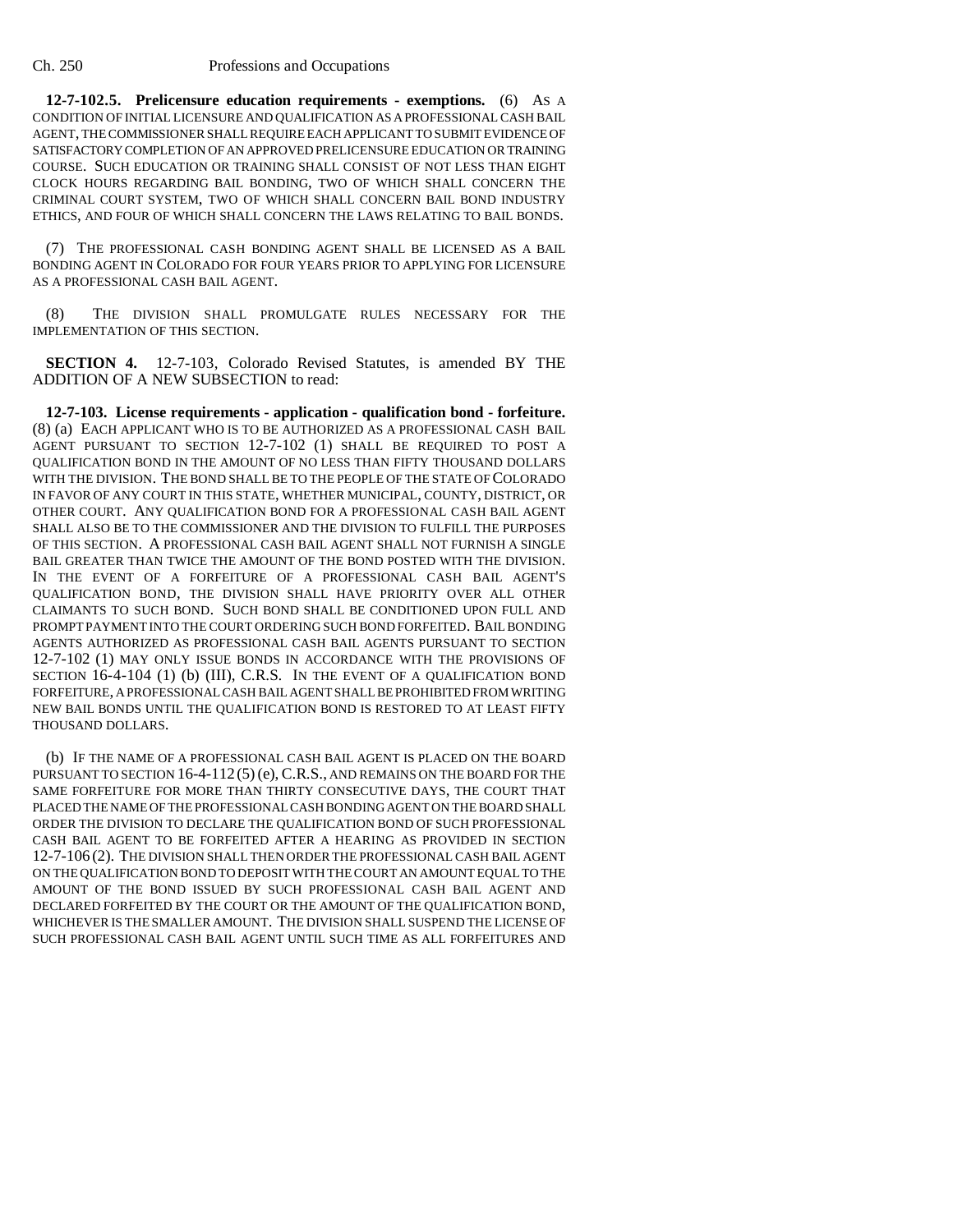**12-7-102.5. Prelicensure education requirements - exemptions.** (6) AS A CONDITION OF INITIAL LICENSURE AND QUALIFICATION AS A PROFESSIONAL CASH BAIL AGENT, THE COMMISSIONER SHALL REQUIRE EACH APPLICANT TO SUBMIT EVIDENCE OF SATISFACTORY COMPLETION OF AN APPROVED PRELICENSURE EDUCATION OR TRAINING COURSE. SUCH EDUCATION OR TRAINING SHALL CONSIST OF NOT LESS THAN EIGHT CLOCK HOURS REGARDING BAIL BONDING, TWO OF WHICH SHALL CONCERN THE CRIMINAL COURT SYSTEM, TWO OF WHICH SHALL CONCERN BAIL BOND INDUSTRY ETHICS, AND FOUR OF WHICH SHALL CONCERN THE LAWS RELATING TO BAIL BONDS.

(7) THE PROFESSIONAL CASH BONDING AGENT SHALL BE LICENSED AS A BAIL BONDING AGENT IN COLORADO FOR FOUR YEARS PRIOR TO APPLYING FOR LICENSURE AS A PROFESSIONAL CASH BAIL AGENT.

(8) THE DIVISION SHALL PROMULGATE RULES NECESSARY FOR THE IMPLEMENTATION OF THIS SECTION.

**SECTION 4.** 12-7-103, Colorado Revised Statutes, is amended BY THE ADDITION OF A NEW SUBSECTION to read:

**12-7-103. License requirements - application - qualification bond - forfeiture.** (8) (a) EACH APPLICANT WHO IS TO BE AUTHORIZED AS A PROFESSIONAL CASH BAIL AGENT PURSUANT TO SECTION 12-7-102 (1) SHALL BE REQUIRED TO POST A QUALIFICATION BOND IN THE AMOUNT OF NO LESS THAN FIFTY THOUSAND DOLLARS WITH THE DIVISION. THE BOND SHALL BE TO THE PEOPLE OF THE STATE OF COLORADO IN FAVOR OF ANY COURT IN THIS STATE, WHETHER MUNICIPAL, COUNTY, DISTRICT, OR OTHER COURT. ANY QUALIFICATION BOND FOR A PROFESSIONAL CASH BAIL AGENT SHALL ALSO BE TO THE COMMISSIONER AND THE DIVISION TO FULFILL THE PURPOSES OF THIS SECTION. A PROFESSIONAL CASH BAIL AGENT SHALL NOT FURNISH A SINGLE BAIL GREATER THAN TWICE THE AMOUNT OF THE BOND POSTED WITH THE DIVISION. IN THE EVENT OF A FORFEITURE OF A PROFESSIONAL CASH BAIL AGENT'S QUALIFICATION BOND, THE DIVISION SHALL HAVE PRIORITY OVER ALL OTHER CLAIMANTS TO SUCH BOND. SUCH BOND SHALL BE CONDITIONED UPON FULL AND PROMPT PAYMENT INTO THE COURT ORDERING SUCH BOND FORFEITED. BAIL BONDING AGENTS AUTHORIZED AS PROFESSIONAL CASH BAIL AGENTS PURSUANT TO SECTION 12-7-102 (1) MAY ONLY ISSUE BONDS IN ACCORDANCE WITH THE PROVISIONS OF SECTION 16-4-104 (1) (b) (III), C.R.S. IN THE EVENT OF A QUALIFICATION BOND FORFEITURE, A PROFESSIONAL CASH BAIL AGENT SHALL BE PROHIBITED FROM WRITING NEW BAIL BONDS UNTIL THE QUALIFICATION BOND IS RESTORED TO AT LEAST FIFTY THOUSAND DOLLARS.

(b) IF THE NAME OF A PROFESSIONAL CASH BAIL AGENT IS PLACED ON THE BOARD PURSUANT TO SECTION 16-4-112 (5) (e), C.R.S., AND REMAINS ON THE BOARD FOR THE SAME FORFEITURE FOR MORE THAN THIRTY CONSECUTIVE DAYS, THE COURT THAT PLACED THE NAME OF THE PROFESSIONAL CASH BONDING AGENT ON THE BOARD SHALL ORDER THE DIVISION TO DECLARE THE QUALIFICATION BOND OF SUCH PROFESSIONAL CASH BAIL AGENT TO BE FORFEITED AFTER A HEARING AS PROVIDED IN SECTION 12-7-106 (2). THE DIVISION SHALL THEN ORDER THE PROFESSIONAL CASH BAIL AGENT ON THE QUALIFICATION BOND TO DEPOSIT WITH THE COURT AN AMOUNT EQUAL TO THE AMOUNT OF THE BOND ISSUED BY SUCH PROFESSIONAL CASH BAIL AGENT AND DECLARED FORFEITED BY THE COURT OR THE AMOUNT OF THE QUALIFICATION BOND, WHICHEVER IS THE SMALLER AMOUNT. THE DIVISION SHALL SUSPEND THE LICENSE OF SUCH PROFESSIONAL CASH BAIL AGENT UNTIL SUCH TIME AS ALL FORFEITURES AND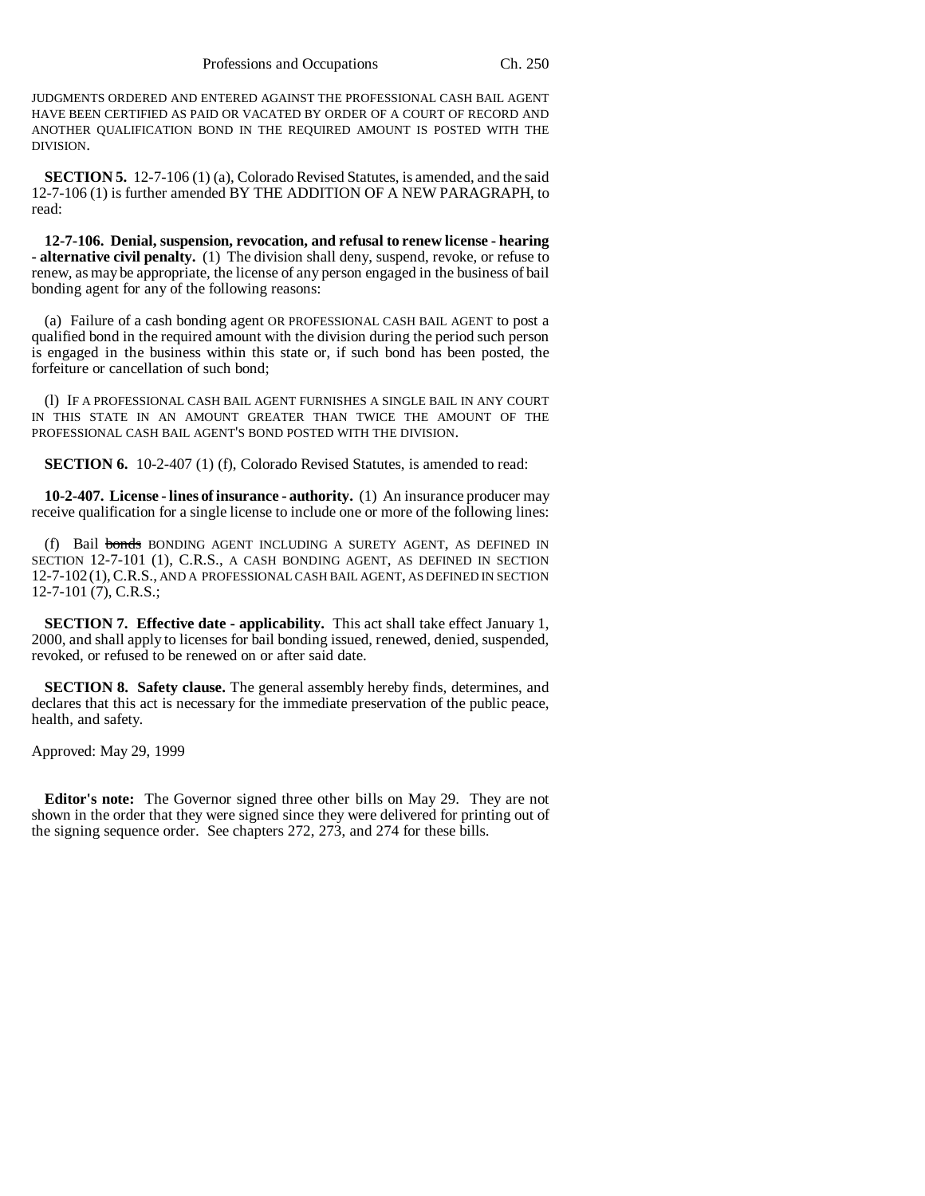JUDGMENTS ORDERED AND ENTERED AGAINST THE PROFESSIONAL CASH BAIL AGENT HAVE BEEN CERTIFIED AS PAID OR VACATED BY ORDER OF A COURT OF RECORD AND ANOTHER QUALIFICATION BOND IN THE REQUIRED AMOUNT IS POSTED WITH THE DIVISION.

**SECTION 5.** 12-7-106 (1) (a), Colorado Revised Statutes, is amended, and the said 12-7-106 (1) is further amended BY THE ADDITION OF A NEW PARAGRAPH, to read:

**12-7-106. Denial, suspension, revocation, and refusal to renew license - hearing - alternative civil penalty.** (1) The division shall deny, suspend, revoke, or refuse to renew, as may be appropriate, the license of any person engaged in the business of bail bonding agent for any of the following reasons:

(a) Failure of a cash bonding agent OR PROFESSIONAL CASH BAIL AGENT to post a qualified bond in the required amount with the division during the period such person is engaged in the business within this state or, if such bond has been posted, the forfeiture or cancellation of such bond;

(l) IF A PROFESSIONAL CASH BAIL AGENT FURNISHES A SINGLE BAIL IN ANY COURT IN THIS STATE IN AN AMOUNT GREATER THAN TWICE THE AMOUNT OF THE PROFESSIONAL CASH BAIL AGENT'S BOND POSTED WITH THE DIVISION.

**SECTION 6.** 10-2-407 (1) (f), Colorado Revised Statutes, is amended to read:

**10-2-407. License - lines of insurance - authority.** (1) An insurance producer may receive qualification for a single license to include one or more of the following lines:

(f) Bail ~~bonds~~ BONDING AGENT INCLUDING A SURETY AGENT, AS DEFINED IN SECTION 12-7-101 (1), C.R.S., A CASH BONDING AGENT, AS DEFINED IN SECTION 12-7-102 (1), C.R.S., AND A PROFESSIONAL CASH BAIL AGENT, AS DEFINED IN SECTION 12-7-101 (7), C.R.S.;

**SECTION 7. Effective date - applicability.** This act shall take effect January 1, 2000, and shall apply to licenses for bail bonding issued, renewed, denied, suspended, revoked, or refused to be renewed on or after said date.

**SECTION 8. Safety clause.** The general assembly hereby finds, determines, and declares that this act is necessary for the immediate preservation of the public peace, health, and safety.

Approved: May 29, 1999

**Editor's note:** The Governor signed three other bills on May 29. They are not shown in the order that they were signed since they were delivered for printing out of the signing sequence order. See chapters 272, 273, and 274 for these bills.